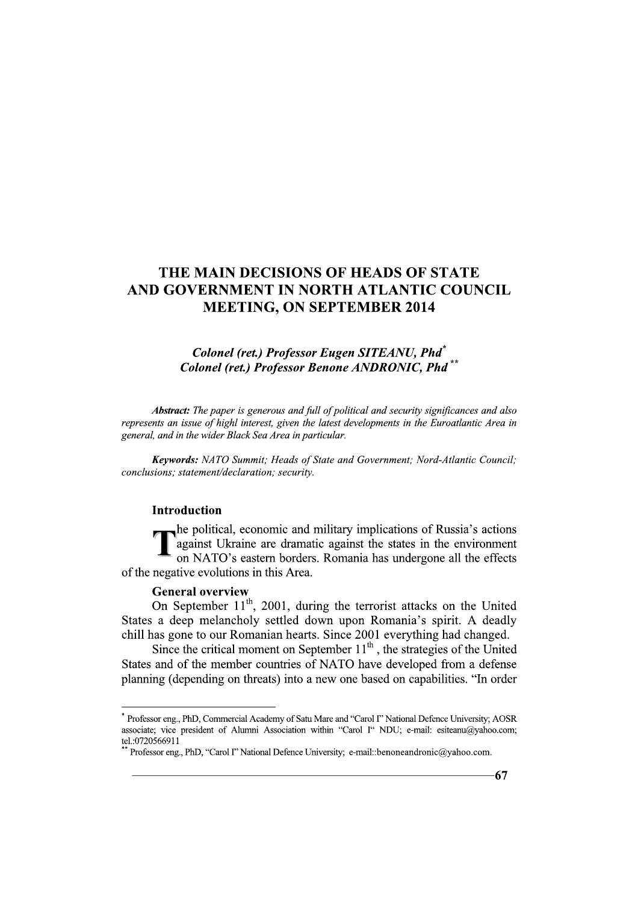# THE MAIN DECISIONS OF HEADS OF STATE AND GOVERNMENT IN NORTH ATLANTIC COUNCIL MEETING, ON SEPTEMBER 2014

***Colonel (ret.) Professor Eugen SITEANU, Phd*** [*]
***Colonel (ret.) Professor Benone ANDRONIC, Phd*** [**]

***Abstract:*** *The paper is generous and full of political and security significances and also represents an issue of highl interest, given the latest developments in the Euroatlantic Area in general, and in the wider Black Sea Area in particular.*

***Keywords:*** *NATO Summit; Heads of State and Government; Nord-Atlantic Council; conclusions; statement/declaration; security.*

## Introduction

The political, economic and military implications of Russia's actions against Ukraine are dramatic against the states in the environment on NATO's eastern borders. Romania has undergone all the effects of the negative evolutions in this Area.

## General overview

On September 11$^{th}$, 2001, during the terrorist attacks on the United States a deep melancholy settled down upon Romania's spirit. A deadly chill has gone to our Romanian hearts. Since 2001 everything had changed.

Since the critical moment on September 11$^{th}$ , the strategies of the United States and of the member countries of NATO have developed from a defense planning (depending on threats) into a new one based on capabilities. "In order

---

[*] Professor eng., PhD, Commercial Academy of Satu Mare and "Carol I" National Defence University; AOSR associate; vice president of Alumni Association within "Carol I" NDU; e-mail: esiteanu@yahoo.com; tel.:0720566911

[**] Professor eng., PhD, "Carol I" National Defence University; e-mail::benoneandronic@yahoo.com.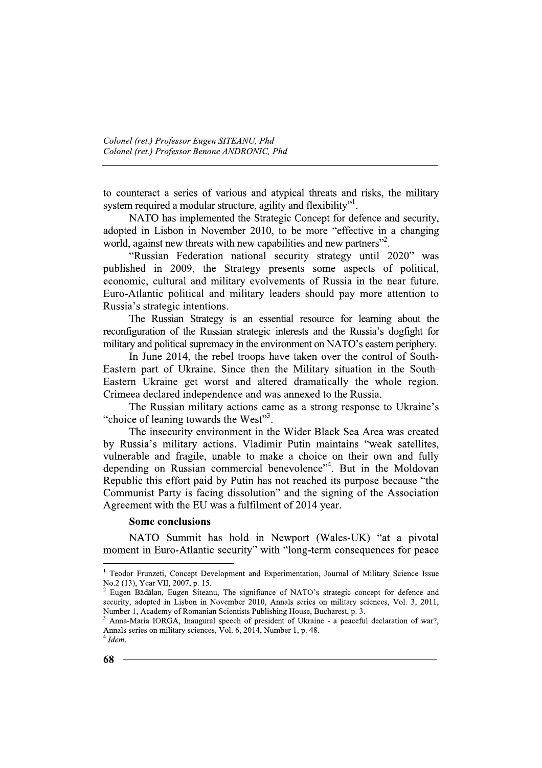to counteract a series of various and atypical threats and risks, the military system required a modular structure, agility and flexibility"[1].

NATO has implemented the Strategic Concept for defence and security, adopted in Lisbon in November 2010, to be more "effective in a changing world, against new threats with new capabilities and new partners"[2].

"Russian Federation national security strategy until 2020" was published in 2009, the Strategy presents some aspects of political, economic, cultural and military evolvements of Russia in the near future. Euro-Atlantic political and military leaders should pay more attention to Russia's strategic intentions.

The Russian Strategy is an essential resource for learning about the reconfiguration of the Russian strategic interests and the Russia's dogfight for military and political supremacy in the environment on NATO's eastern periphery.

In June 2014, the rebel troops have taken over the control of South-Eastern part of Ukraine. Since then the Military situation in the South-Eastern Ukraine get worst and altered dramatically the whole region. Crimeea declared independence and was annexed to the Russia.

The Russian military actions came as a strong response to Ukraine's "choice of leaning towards the West"[3].

The insecurity environment in the Wider Black Sea Area was created by Russia's military actions. Vladimir Putin maintains "weak satellites, vulnerable and fragile, unable to make a choice on their own and fully depending on Russian commercial benevolence"[4]. But in the Moldovan Republic this effort paid by Putin has not reached its purpose because "the Communist Party is facing dissolution" and the signing of the Association Agreement with the EU was a fulfilment of 2014 year.

**Some conclusions**

NATO Summit has hold in Newport (Wales-UK) "at a pivotal moment in Euro-Atlantic security" with "long-term consequences for peace

---

[1] Teodor Frunzeti, Concept Development and Experimentation, Journal of Military Science Issue No.2 (13), Year VII, 2007, p. 15.

[2] Eugen Bădălan, Eugen Siteanu, The signifiance of NATO's strategic concept for defence and security, adopted in Lisbon in November 2010, Annals series on military sciences, Vol. 3, 2011, Number 1, Academy of Romanian Scientists Publishing House, Bucharest, p. 3.

[3] Anna-Maria IORGA, Inaugural speech of president of Ukraine - a peaceful declaration of war?, Annals series on military sciences, Vol. 6, 2014, Number 1, p. 48.

[4] *Idem.*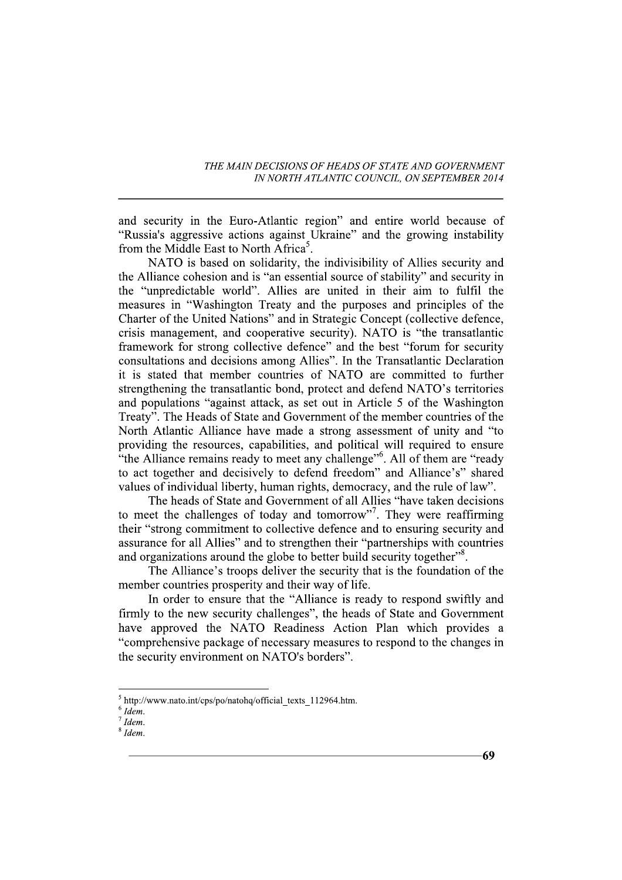and security in the Euro-Atlantic region" and entire world because of "Russia's aggressive actions against Ukraine" and the growing instability from the Middle East to North Africa[5].

NATO is based on solidarity, the indivisibility of Allies security and the Alliance cohesion and is "an essential source of stability" and security in the "unpredictable world". Allies are united in their aim to fulfil the measures in "Washington Treaty and the purposes and principles of the Charter of the United Nations" and in Strategic Concept (collective defence, crisis management, and cooperative security). NATO is "the transatlantic framework for strong collective defence" and the best "forum for security consultations and decisions among Allies". In the Transatlantic Declaration it is stated that member countries of NATO are committed to further strengthening the transatlantic bond, protect and defend NATO's territories and populations "against attack, as set out in Article 5 of the Washington Treaty". The Heads of State and Government of the member countries of the North Atlantic Alliance have made a strong assessment of unity and "to providing the resources, capabilities, and political will required to ensure "the Alliance remains ready to meet any challenge"[6]. All of them are "ready to act together and decisively to defend freedom" and Alliance's" shared values of individual liberty, human rights, democracy, and the rule of law".

The heads of State and Government of all Allies "have taken decisions to meet the challenges of today and tomorrow"[7]. They were reaffirming their "strong commitment to collective defence and to ensuring security and assurance for all Allies" and to strengthen their "partnerships with countries and organizations around the globe to better build security together"[8].

The Alliance's troops deliver the security that is the foundation of the member countries prosperity and their way of life.

In order to ensure that the "Alliance is ready to respond swiftly and firmly to the new security challenges", the heads of State and Government have approved the NATO Readiness Action Plan which provides a "comprehensive package of necessary measures to respond to the changes in the security environment on NATO's borders".

---

[5] http://www.nato.int/cps/po/natohq/official_texts_112964.htm.

[6] *Idem.*

[7] *Idem.*

[8] *Idem.*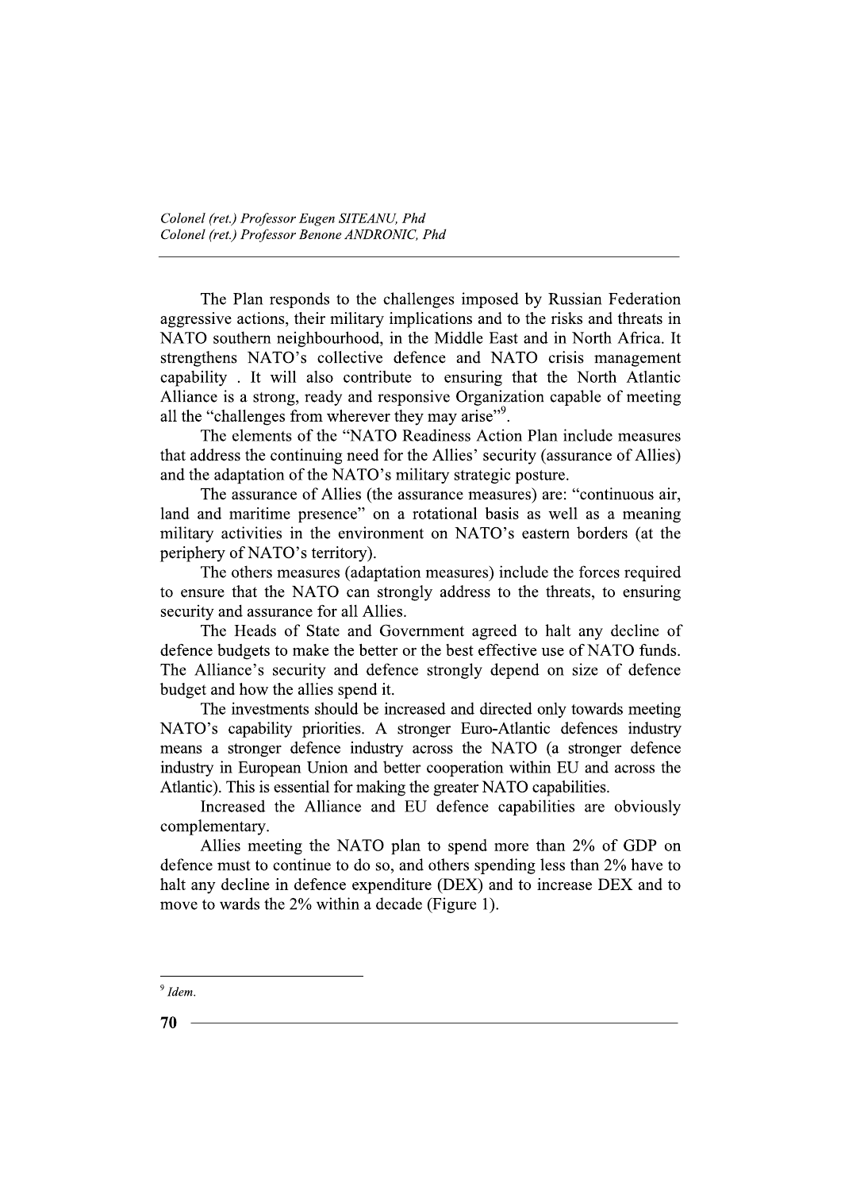The Plan responds to the challenges imposed by Russian Federation aggressive actions, their military implications and to the risks and threats in NATO southern neighbourhood, in the Middle East and in North Africa. It strengthens NATO's collective defence and NATO crisis management capability . It will also contribute to ensuring that the North Atlantic Alliance is a strong, ready and responsive Organization capable of meeting all the "challenges from wherever they may arise"[9].

The elements of the "NATO Readiness Action Plan include measures that address the continuing need for the Allies' security (assurance of Allies) and the adaptation of the NATO's military strategic posture.

The assurance of Allies (the assurance measures) are: "continuous air, land and maritime presence" on a rotational basis as well as a meaning military activities in the environment on NATO's eastern borders (at the periphery of NATO's territory).

The others measures (adaptation measures) include the forces required to ensure that the NATO can strongly address to the threats, to ensuring security and assurance for all Allies.

The Heads of State and Government agreed to halt any decline of defence budgets to make the better or the best effective use of NATO funds. The Alliance's security and defence strongly depend on size of defence budget and how the allies spend it.

The investments should be increased and directed only towards meeting NATO's capability priorities. A stronger Euro-Atlantic defences industry means a stronger defence industry across the NATO (a stronger defence industry in European Union and better cooperation within EU and across the Atlantic). This is essential for making the greater NATO capabilities.

Increased the Alliance and EU defence capabilities are obviously complementary.

Allies meeting the NATO plan to spend more than 2% of GDP on defence must to continue to do so, and others spending less than 2% have to halt any decline in defence expenditure (DEX) and to increase DEX and to move to wards the 2% within a decade (Figure 1).

---

[9] *Idem.*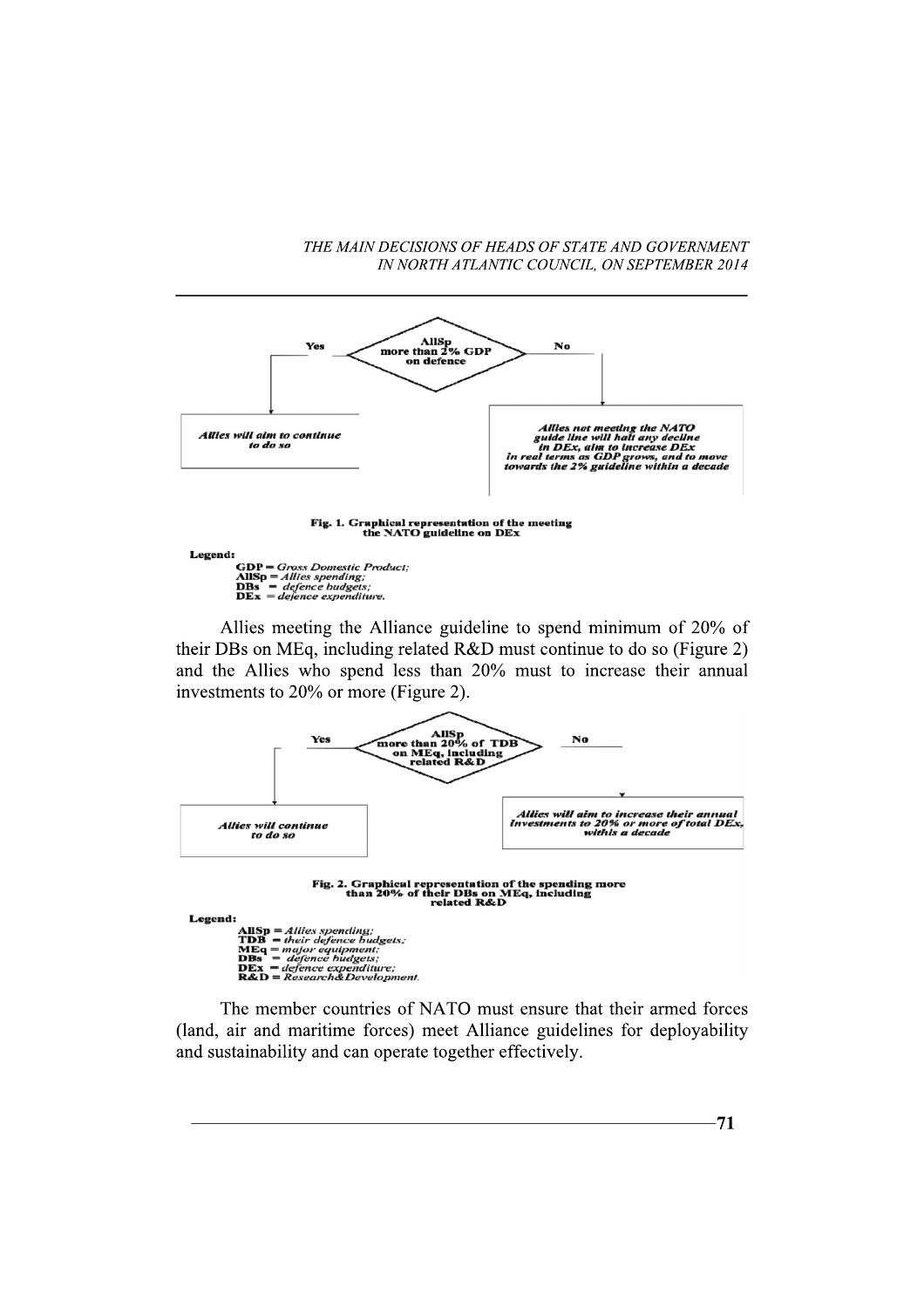Yes — AllSp more than 2% GDP on defence — No

Allies will aim to continue to do so

Allies not meeting the NATO guide line will halt any decline in DEx, aim to increase DEx in real terms as GDP grows, and to move towards the 2% guideline within a decade

**Fig. 1. Graphical representation of the meeting the NATO guideline on DEx**

**Legend:**

- **GDP** = *Gross Domestic Product;*
- **AllSp** = *Allies spending;*
- **DBs** = *defence budgets;*
- **DEx** = *defence expenditure.*

Allies meeting the Alliance guideline to spend minimum of 20% of their DBs on MEq, including related R&D must continue to do so (Figure 2) and the Allies who spend less than 20% must to increase their annual investments to 20% or more (Figure 2).

Yes — AllSp more than 20% of TDB on MEq, including related R&D — No

Allies will continue to do so

Allies will aim to increase their annual investments to 20% or more of total DEx, within a decade

**Fig. 2. Graphical representation of the spending more than 20% of their DBs on MEq, including related R&D**

**Legend:**

- **AllSp** = *Allies spending;*
- **TDB** = *their defence budgets;*
- **MEq** = *major equipment;*
- **DBs** = *defence budgets;*
- **DEx** = *defence expenditure;*
- **R&D** = *Research&Development.*

The member countries of NATO must ensure that their armed forces (land, air and maritime forces) meet Alliance guidelines for deployability and sustainability and can operate together effectively.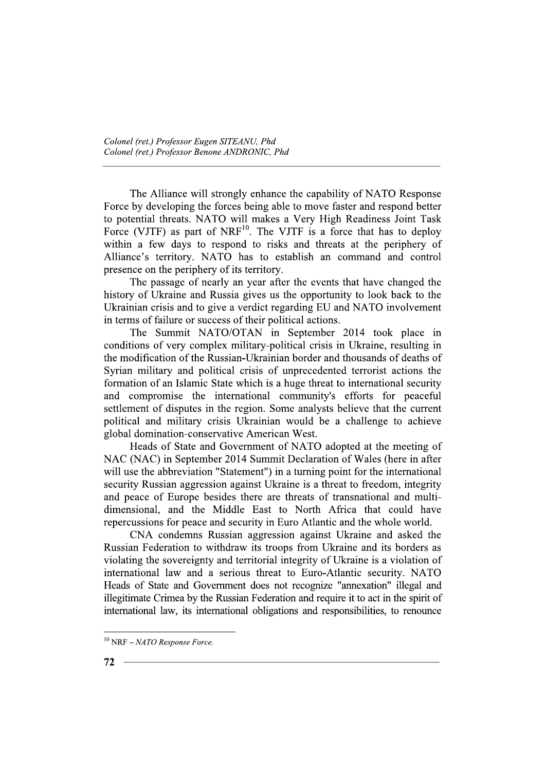The Alliance will strongly enhance the capability of NATO Response Force by developing the forces being able to move faster and respond better to potential threats. NATO will makes a Very High Readiness Joint Task Force (VJTF) as part of NRF[10]. The VJTF is a force that has to deploy within a few days to respond to risks and threats at the periphery of Alliance's territory. NATO has to establish an command and control presence on the periphery of its territory.

The passage of nearly an year after the events that have changed the history of Ukraine and Russia gives us the opportunity to look back to the Ukrainian crisis and to give a verdict regarding EU and NATO involvement in terms of failure or success of their political actions.

The Summit NATO/OTAN in September 2014 took place in conditions of very complex military-political crisis in Ukraine, resulting in the modification of the Russian-Ukrainian border and thousands of deaths of Syrian military and political crisis of unprecedented terrorist actions the formation of an Islamic State which is a huge threat to international security and compromise the international community's efforts for peaceful settlement of disputes in the region. Some analysts believe that the current political and military crisis Ukrainian would be a challenge to achieve global domination-conservative American West.

Heads of State and Government of NATO adopted at the meeting of NAC (NAC) in September 2014 Summit Declaration of Wales (here in after will use the abbreviation "Statement") in a turning point for the international security Russian aggression against Ukraine is a threat to freedom, integrity and peace of Europe besides there are threats of transnational and multi-dimensional, and the Middle East to North Africa that could have repercussions for peace and security in Euro Atlantic and the whole world.

CNA condemns Russian aggression against Ukraine and asked the Russian Federation to withdraw its troops from Ukraine and its borders as violating the sovereignty and territorial integrity of Ukraine is a violation of international law and a serious threat to Euro-Atlantic security. NATO Heads of State and Government does not recognize "annexation" illegal and illegitimate Crimea by the Russian Federation and require it to act in the spirit of international law, its international obligations and responsibilities, to renounce

---

[10] NRF – *NATO Response Force.*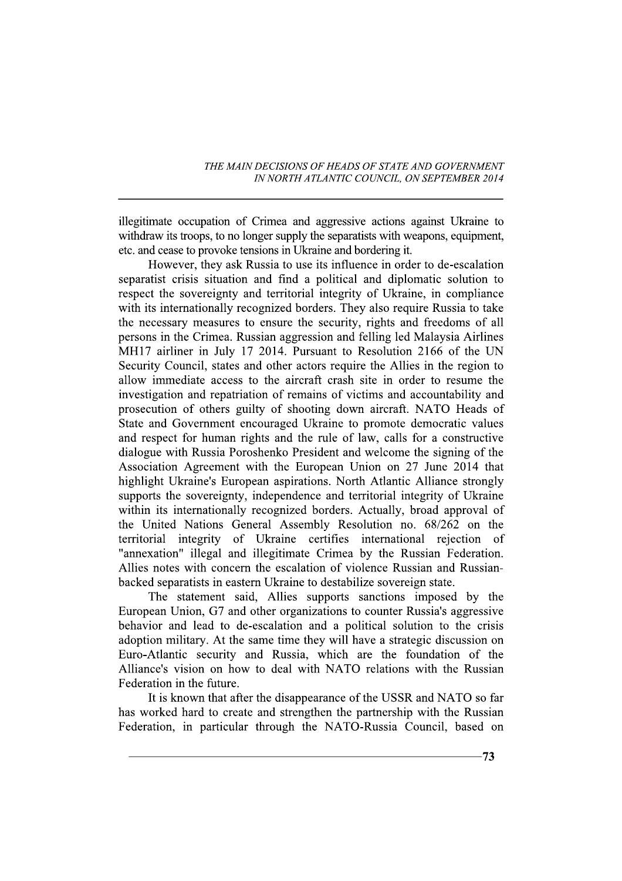illegitimate occupation of Crimea and aggressive actions against Ukraine to withdraw its troops, to no longer supply the separatists with weapons, equipment, etc. and cease to provoke tensions in Ukraine and bordering it.

However, they ask Russia to use its influence in order to de-escalation separatist crisis situation and find a political and diplomatic solution to respect the sovereignty and territorial integrity of Ukraine, in compliance with its internationally recognized borders. They also require Russia to take the necessary measures to ensure the security, rights and freedoms of all persons in the Crimea. Russian aggression and felling led Malaysia Airlines MH17 airliner in July 17 2014. Pursuant to Resolution 2166 of the UN Security Council, states and other actors require the Allies in the region to allow immediate access to the aircraft crash site in order to resume the investigation and repatriation of remains of victims and accountability and prosecution of others guilty of shooting down aircraft. NATO Heads of State and Government encouraged Ukraine to promote democratic values and respect for human rights and the rule of law, calls for a constructive dialogue with Russia Poroshenko President and welcome the signing of the Association Agreement with the European Union on 27 June 2014 that highlight Ukraine's European aspirations. North Atlantic Alliance strongly supports the sovereignty, independence and territorial integrity of Ukraine within its internationally recognized borders. Actually, broad approval of the United Nations General Assembly Resolution no. 68/262 on the territorial integrity of Ukraine certifies international rejection of "annexation" illegal and illegitimate Crimea by the Russian Federation. Allies notes with concern the escalation of violence Russian and Russian-backed separatists in eastern Ukraine to destabilize sovereign state.

The statement said, Allies supports sanctions imposed by the European Union, G7 and other organizations to counter Russia's aggressive behavior and lead to de-escalation and a political solution to the crisis adoption military. At the same time they will have a strategic discussion on Euro-Atlantic security and Russia, which are the foundation of the Alliance's vision on how to deal with NATO relations with the Russian Federation in the future.

It is known that after the disappearance of the USSR and NATO so far has worked hard to create and strengthen the partnership with the Russian Federation, in particular through the NATO-Russia Council, based on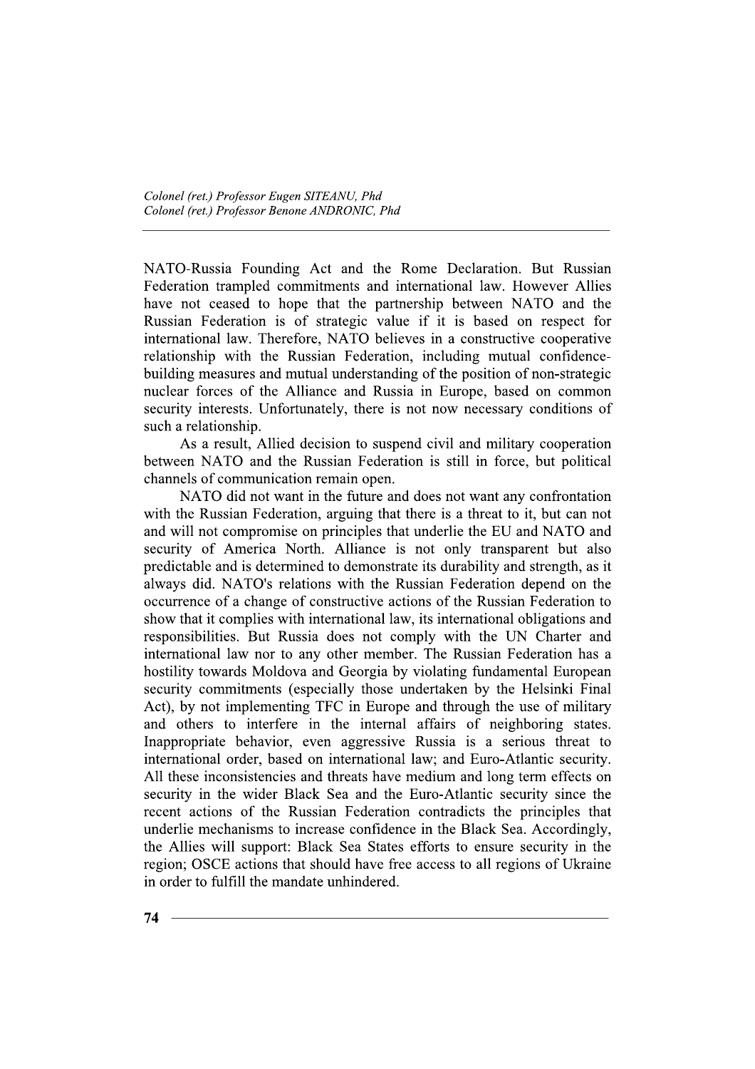NATO-Russia Founding Act and the Rome Declaration. But Russian Federation trampled commitments and international law. However Allies have not ceased to hope that the partnership between NATO and the Russian Federation is of strategic value if it is based on respect for international law. Therefore, NATO believes in a constructive cooperative relationship with the Russian Federation, including mutual confidence-building measures and mutual understanding of the position of non-strategic nuclear forces of the Alliance and Russia in Europe, based on common security interests. Unfortunately, there is not now necessary conditions of such a relationship.

As a result, Allied decision to suspend civil and military cooperation between NATO and the Russian Federation is still in force, but political channels of communication remain open.

NATO did not want in the future and does not want any confrontation with the Russian Federation, arguing that there is a threat to it, but can not and will not compromise on principles that underlie the EU and NATO and security of America North. Alliance is not only transparent but also predictable and is determined to demonstrate its durability and strength, as it always did. NATO's relations with the Russian Federation depend on the occurrence of a change of constructive actions of the Russian Federation to show that it complies with international law, its international obligations and responsibilities. But Russia does not comply with the UN Charter and international law nor to any other member. The Russian Federation has a hostility towards Moldova and Georgia by violating fundamental European security commitments (especially those undertaken by the Helsinki Final Act), by not implementing TFC in Europe and through the use of military and others to interfere in the internal affairs of neighboring states. Inappropriate behavior, even aggressive Russia is a serious threat to international order, based on international law; and Euro-Atlantic security. All these inconsistencies and threats have medium and long term effects on security in the wider Black Sea and the Euro-Atlantic security since the recent actions of the Russian Federation contradicts the principles that underlie mechanisms to increase confidence in the Black Sea. Accordingly, the Allies will support: Black Sea States efforts to ensure security in the region; OSCE actions that should have free access to all regions of Ukraine in order to fulfill the mandate unhindered.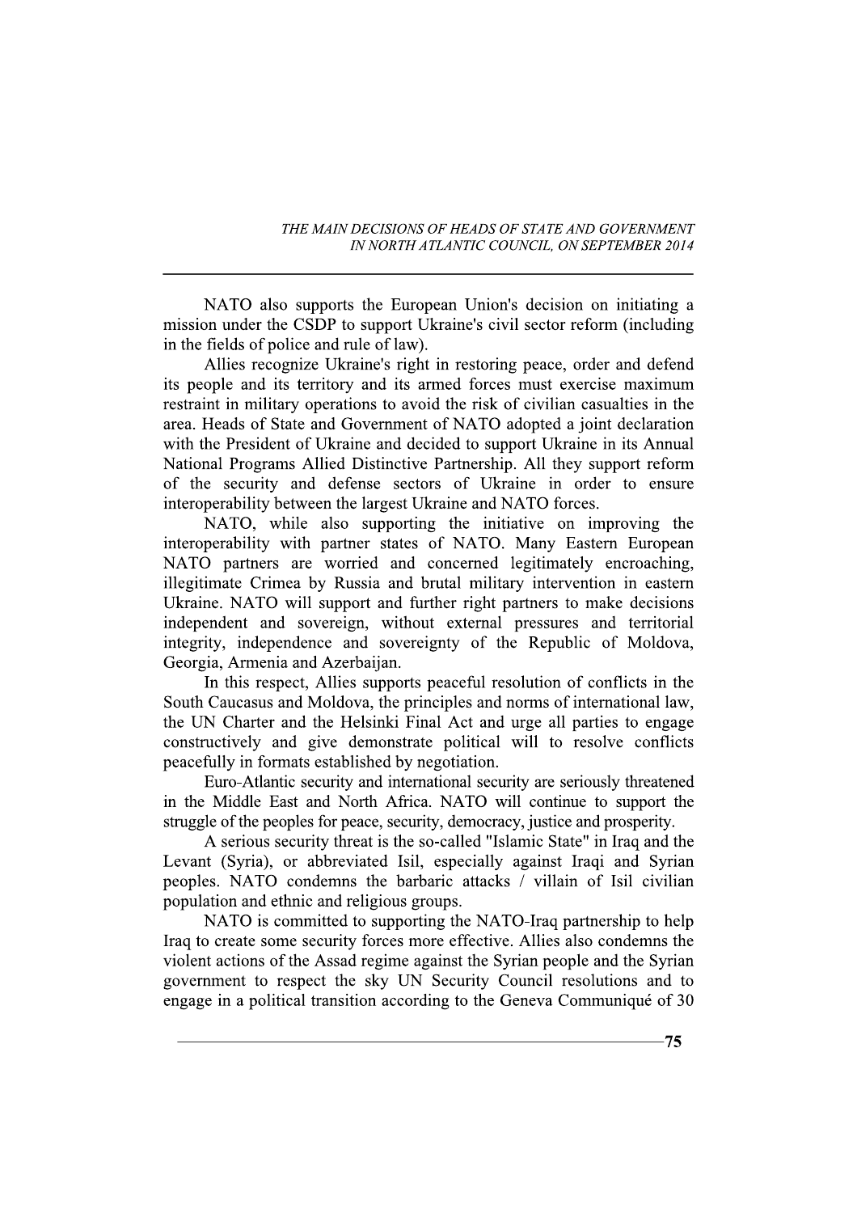NATO also supports the European Union's decision on initiating a mission under the CSDP to support Ukraine's civil sector reform (including in the fields of police and rule of law).

Allies recognize Ukraine's right in restoring peace, order and defend its people and its territory and its armed forces must exercise maximum restraint in military operations to avoid the risk of civilian casualties in the area. Heads of State and Government of NATO adopted a joint declaration with the President of Ukraine and decided to support Ukraine in its Annual National Programs Allied Distinctive Partnership. All they support reform of the security and defense sectors of Ukraine in order to ensure interoperability between the largest Ukraine and NATO forces.

NATO, while also supporting the initiative on improving the interoperability with partner states of NATO. Many Eastern European NATO partners are worried and concerned legitimately encroaching, illegitimate Crimea by Russia and brutal military intervention in eastern Ukraine. NATO will support and further right partners to make decisions independent and sovereign, without external pressures and territorial integrity, independence and sovereignty of the Republic of Moldova, Georgia, Armenia and Azerbaijan.

In this respect, Allies supports peaceful resolution of conflicts in the South Caucasus and Moldova, the principles and norms of international law, the UN Charter and the Helsinki Final Act and urge all parties to engage constructively and give demonstrate political will to resolve conflicts peacefully in formats established by negotiation.

Euro-Atlantic security and international security are seriously threatened in the Middle East and North Africa. NATO will continue to support the struggle of the peoples for peace, security, democracy, justice and prosperity.

A serious security threat is the so-called "Islamic State" in Iraq and the Levant (Syria), or abbreviated Isil, especially against Iraqi and Syrian peoples. NATO condemns the barbaric attacks / villain of Isil civilian population and ethnic and religious groups.

NATO is committed to supporting the NATO-Iraq partnership to help Iraq to create some security forces more effective. Allies also condemns the violent actions of the Assad regime against the Syrian people and the Syrian government to respect the sky UN Security Council resolutions and to engage in a political transition according to the Geneva Communiqué of 30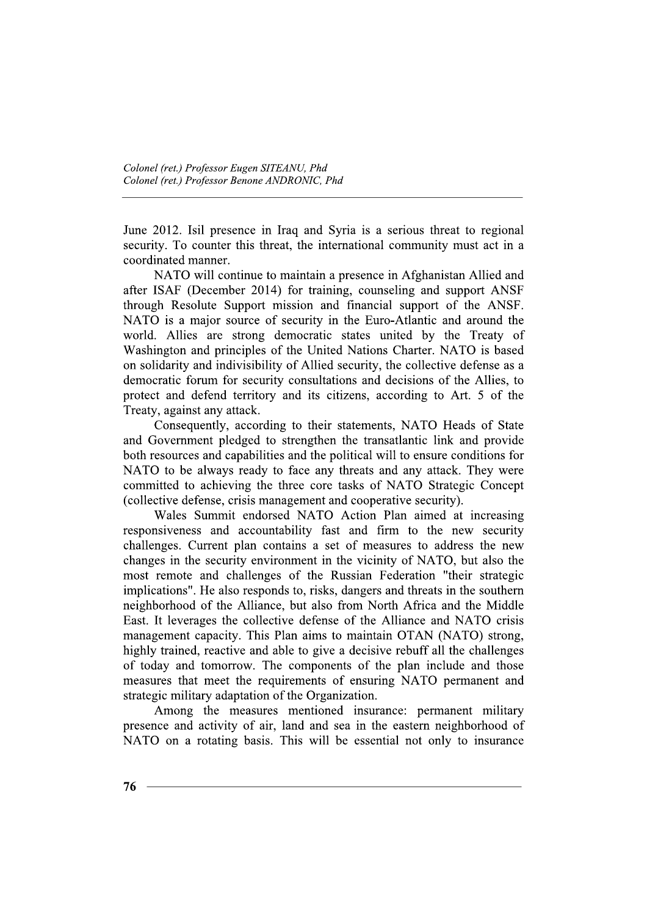June 2012. Isil presence in Iraq and Syria is a serious threat to regional security. To counter this threat, the international community must act in a coordinated manner.

NATO will continue to maintain a presence in Afghanistan Allied and after ISAF (December 2014) for training, counseling and support ANSF through Resolute Support mission and financial support of the ANSF. NATO is a major source of security in the Euro-Atlantic and around the world. Allies are strong democratic states united by the Treaty of Washington and principles of the United Nations Charter. NATO is based on solidarity and indivisibility of Allied security, the collective defense as a democratic forum for security consultations and decisions of the Allies, to protect and defend territory and its citizens, according to Art. 5 of the Treaty, against any attack.

Consequently, according to their statements, NATO Heads of State and Government pledged to strengthen the transatlantic link and provide both resources and capabilities and the political will to ensure conditions for NATO to be always ready to face any threats and any attack. They were committed to achieving the three core tasks of NATO Strategic Concept (collective defense, crisis management and cooperative security).

Wales Summit endorsed NATO Action Plan aimed at increasing responsiveness and accountability fast and firm to the new security challenges. Current plan contains a set of measures to address the new changes in the security environment in the vicinity of NATO, but also the most remote and challenges of the Russian Federation "their strategic implications". He also responds to, risks, dangers and threats in the southern neighborhood of the Alliance, but also from North Africa and the Middle East. It leverages the collective defense of the Alliance and NATO crisis management capacity. This Plan aims to maintain OTAN (NATO) strong, highly trained, reactive and able to give a decisive rebuff all the challenges of today and tomorrow. The components of the plan include and those measures that meet the requirements of ensuring NATO permanent and strategic military adaptation of the Organization.

Among the measures mentioned insurance: permanent military presence and activity of air, land and sea in the eastern neighborhood of NATO on a rotating basis. This will be essential not only to insurance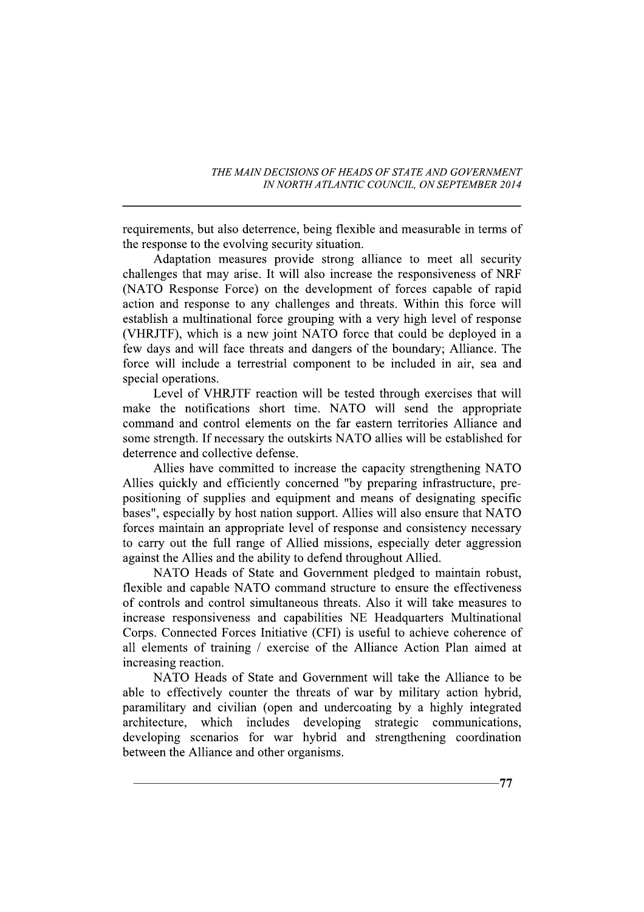requirements, but also deterrence, being flexible and measurable in terms of the response to the evolving security situation.

Adaptation measures provide strong alliance to meet all security challenges that may arise. It will also increase the responsiveness of NRF (NATO Response Force) on the development of forces capable of rapid action and response to any challenges and threats. Within this force will establish a multinational force grouping with a very high level of response (VHRJTF), which is a new joint NATO force that could be deployed in a few days and will face threats and dangers of the boundary; Alliance. The force will include a terrestrial component to be included in air, sea and special operations.

Level of VHRJTF reaction will be tested through exercises that will make the notifications short time. NATO will send the appropriate command and control elements on the far eastern territories Alliance and some strength. If necessary the outskirts NATO allies will be established for deterrence and collective defense.

Allies have committed to increase the capacity strengthening NATO Allies quickly and efficiently concerned "by preparing infrastructure, pre-positioning of supplies and equipment and means of designating specific bases", especially by host nation support. Allies will also ensure that NATO forces maintain an appropriate level of response and consistency necessary to carry out the full range of Allied missions, especially deter aggression against the Allies and the ability to defend throughout Allied.

NATO Heads of State and Government pledged to maintain robust, flexible and capable NATO command structure to ensure the effectiveness of controls and control simultaneous threats. Also it will take measures to increase responsiveness and capabilities NE Headquarters Multinational Corps. Connected Forces Initiative (CFI) is useful to achieve coherence of all elements of training / exercise of the Alliance Action Plan aimed at increasing reaction.

NATO Heads of State and Government will take the Alliance to be able to effectively counter the threats of war by military action hybrid, paramilitary and civilian (open and undercoating by a highly integrated architecture, which includes developing strategic communications, developing scenarios for war hybrid and strengthening coordination between the Alliance and other organisms.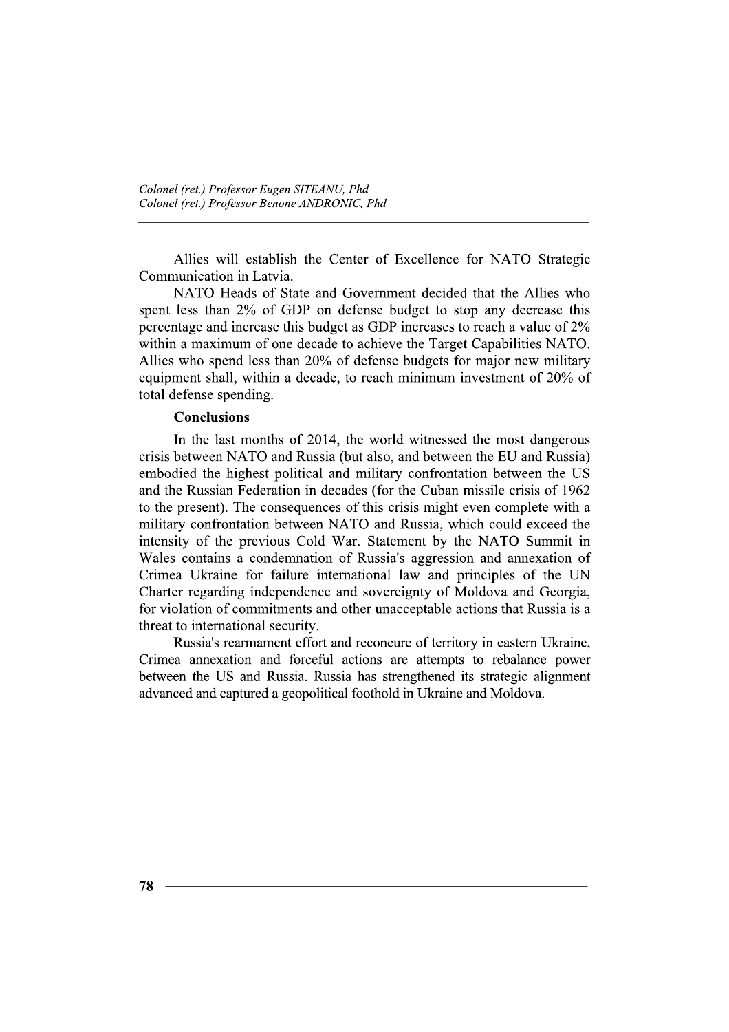Allies will establish the Center of Excellence for NATO Strategic Communication in Latvia.

NATO Heads of State and Government decided that the Allies who spent less than 2% of GDP on defense budget to stop any decrease this percentage and increase this budget as GDP increases to reach a value of 2% within a maximum of one decade to achieve the Target Capabilities NATO. Allies who spend less than 20% of defense budgets for major new military equipment shall, within a decade, to reach minimum investment of 20% of total defense spending.

**Conclusions**

In the last months of 2014, the world witnessed the most dangerous crisis between NATO and Russia (but also, and between the EU and Russia) embodied the highest political and military confrontation between the US and the Russian Federation in decades (for the Cuban missile crisis of 1962 to the present). The consequences of this crisis might even complete with a military confrontation between NATO and Russia, which could exceed the intensity of the previous Cold War. Statement by the NATO Summit in Wales contains a condemnation of Russia's aggression and annexation of Crimea Ukraine for failure international law and principles of the UN Charter regarding independence and sovereignty of Moldova and Georgia, for violation of commitments and other unacceptable actions that Russia is a threat to international security.

Russia's rearmament effort and reconcure of territory in eastern Ukraine, Crimea annexation and forceful actions are attempts to rebalance power between the US and Russia. Russia has strengthened its strategic alignment advanced and captured a geopolitical foothold in Ukraine and Moldova.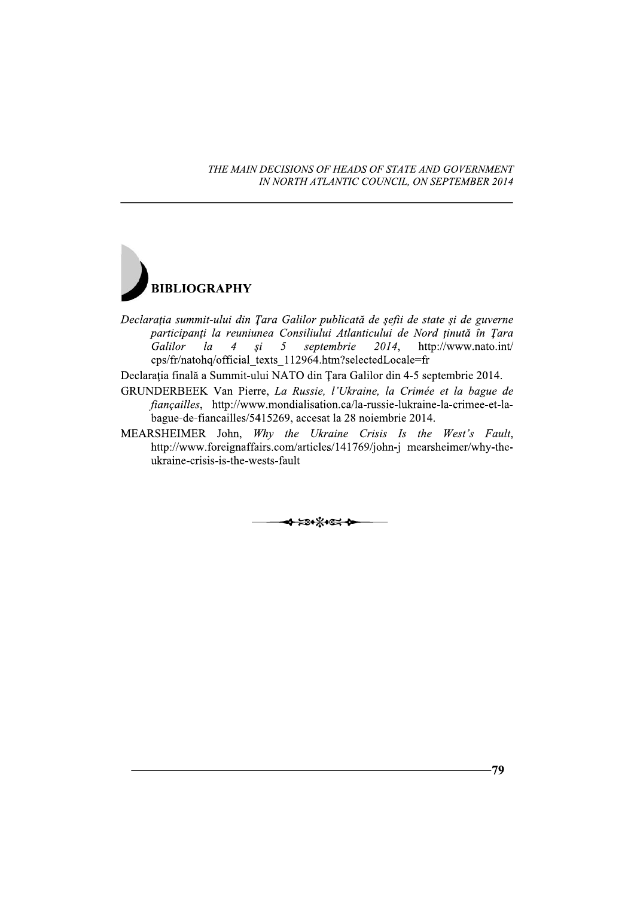## BIBLIOGRAPHY

*Declarația summit-ului din Țara Galilor publicată de șefii de state și de guverne participanți la reuniunea Consiliului Atlanticului de Nord ținută în Țara Galilor la 4 și 5 septembrie 2014*, http://www.nato.int/cps/fr/natohq/official_texts_112964.htm?selectedLocale=fr

Declarația finală a Summit-ului NATO din Țara Galilor din 4-5 septembrie 2014.

GRUNDERBEEK Van Pierre, *La Russie, l'Ukraine, la Crimée et la bague de fiançailles*, http://www.mondialisation.ca/la-russie-lukraine-la-crimee-et-la-bague-de-fiancailles/5415269, accesat la 28 noiembrie 2014.

MEARSHEIMER John, *Why the Ukraine Crisis Is the West's Fault*, http://www.foreignaffairs.com/articles/141769/john-j mearsheimer/why-the-ukraine-crisis-is-the-wests-fault